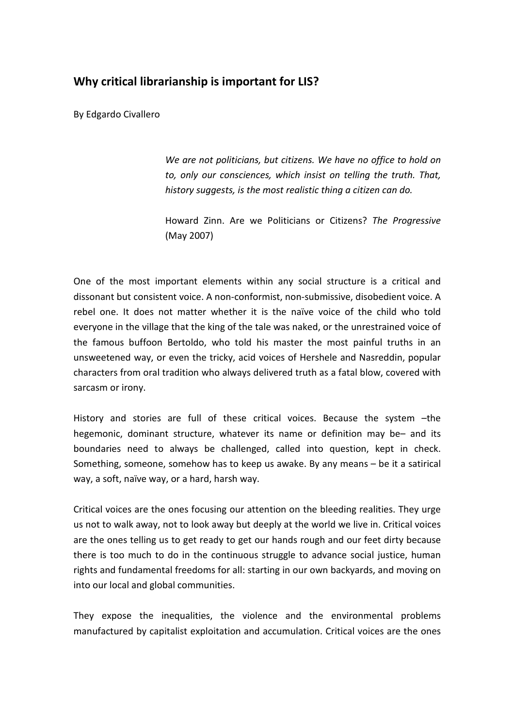# Why critical librarianship is important for LIS?

By Edgardo Civallero

> *We are not politicians, but citizens. We have no office to hold on to, only our consciences, which insist on telling the truth. That, history suggests, is the most realistic thing a citizen can do.*
>
> Howard Zinn. Are we Politicians or Citizens? *The Progressive* (May 2007)

One of the most important elements within any social structure is a critical and dissonant but consistent voice. A non-conformist, non-submissive, disobedient voice. A rebel one. It does not matter whether it is the naïve voice of the child who told everyone in the village that the king of the tale was naked, or the unrestrained voice of the famous buffoon Bertoldo, who told his master the most painful truths in an unsweetened way, or even the tricky, acid voices of Hershele and Nasreddin, popular characters from oral tradition who always delivered truth as a fatal blow, covered with sarcasm or irony.

History and stories are full of these critical voices. Because the system –the hegemonic, dominant structure, whatever its name or definition may be– and its boundaries need to always be challenged, called into question, kept in check. Something, someone, somehow has to keep us awake. By any means – be it a satirical way, a soft, naïve way, or a hard, harsh way.

Critical voices are the ones focusing our attention on the bleeding realities. They urge us not to walk away, not to look away but deeply at the world we live in. Critical voices are the ones telling us to get ready to get our hands rough and our feet dirty because there is too much to do in the continuous struggle to advance social justice, human rights and fundamental freedoms for all: starting in our own backyards, and moving on into our local and global communities.

They expose the inequalities, the violence and the environmental problems manufactured by capitalist exploitation and accumulation. Critical voices are the ones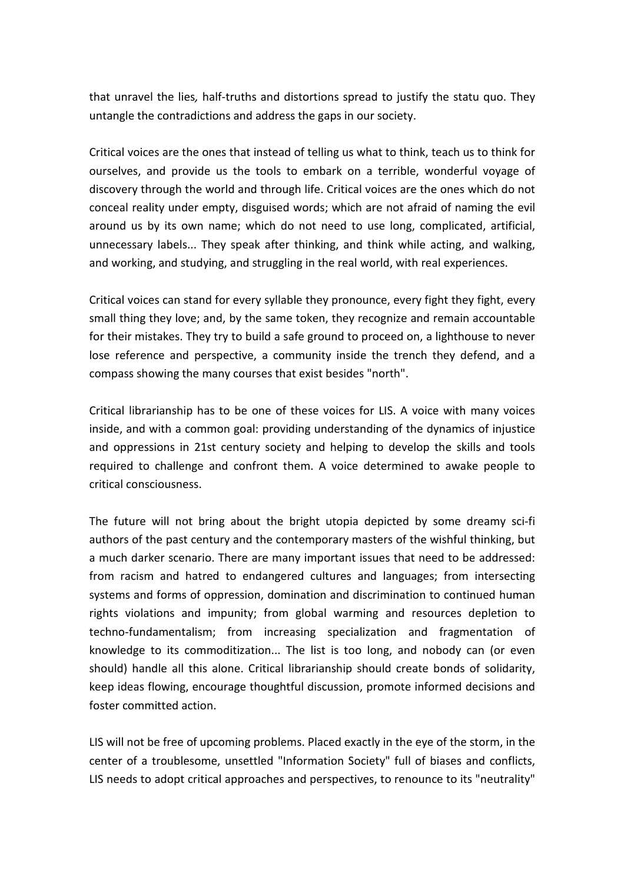that unravel the lies*,* half-truths and distortions spread to justify the statu quo. They untangle the contradictions and address the gaps in our society.

Critical voices are the ones that instead of telling us what to think, teach us to think for ourselves, and provide us the tools to embark on a terrible, wonderful voyage of discovery through the world and through life. Critical voices are the ones which do not conceal reality under empty, disguised words; which are not afraid of naming the evil around us by its own name; which do not need to use long, complicated, artificial, unnecessary labels... They speak after thinking, and think while acting, and walking, and working, and studying, and struggling in the real world, with real experiences.

Critical voices can stand for every syllable they pronounce, every fight they fight, every small thing they love; and, by the same token, they recognize and remain accountable for their mistakes. They try to build a safe ground to proceed on, a lighthouse to never lose reference and perspective, a community inside the trench they defend, and a compass showing the many courses that exist besides "north".

Critical librarianship has to be one of these voices for LIS. A voice with many voices inside, and with a common goal: providing understanding of the dynamics of injustice and oppressions in 21st century society and helping to develop the skills and tools required to challenge and confront them. A voice determined to awake people to critical consciousness.

The future will not bring about the bright utopia depicted by some dreamy sci-fi authors of the past century and the contemporary masters of the wishful thinking, but a much darker scenario. There are many important issues that need to be addressed: from racism and hatred to endangered cultures and languages; from intersecting systems and forms of oppression, domination and discrimination to continued human rights violations and impunity; from global warming and resources depletion to techno-fundamentalism; from increasing specialization and fragmentation of knowledge to its commoditization... The list is too long, and nobody can (or even should) handle all this alone. Critical librarianship should create bonds of solidarity, keep ideas flowing, encourage thoughtful discussion, promote informed decisions and foster committed action.

LIS will not be free of upcoming problems. Placed exactly in the eye of the storm, in the center of a troublesome, unsettled "Information Society" full of biases and conflicts, LIS needs to adopt critical approaches and perspectives, to renounce to its "neutrality"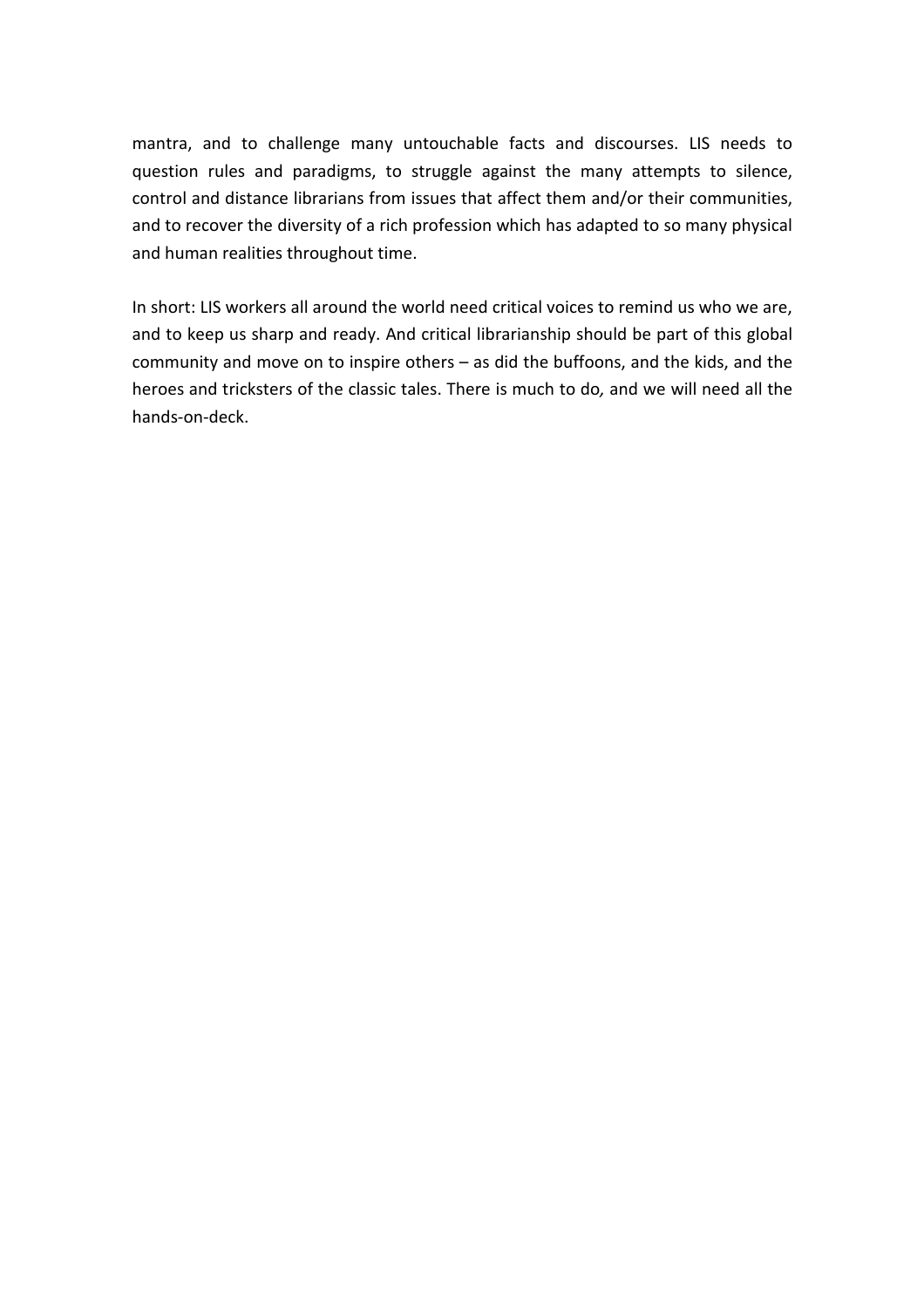mantra, and to challenge many untouchable facts and discourses. LIS needs to question rules and paradigms, to struggle against the many attempts to silence, control and distance librarians from issues that affect them and/or their communities, and to recover the diversity of a rich profession which has adapted to so many physical and human realities throughout time.

In short: LIS workers all around the world need critical voices to remind us who we are, and to keep us sharp and ready. And critical librarianship should be part of this global community and move on to inspire others – as did the buffoons, and the kids, and the heroes and tricksters of the classic tales. There is much to do*,* and we will need all the hands-on-deck.